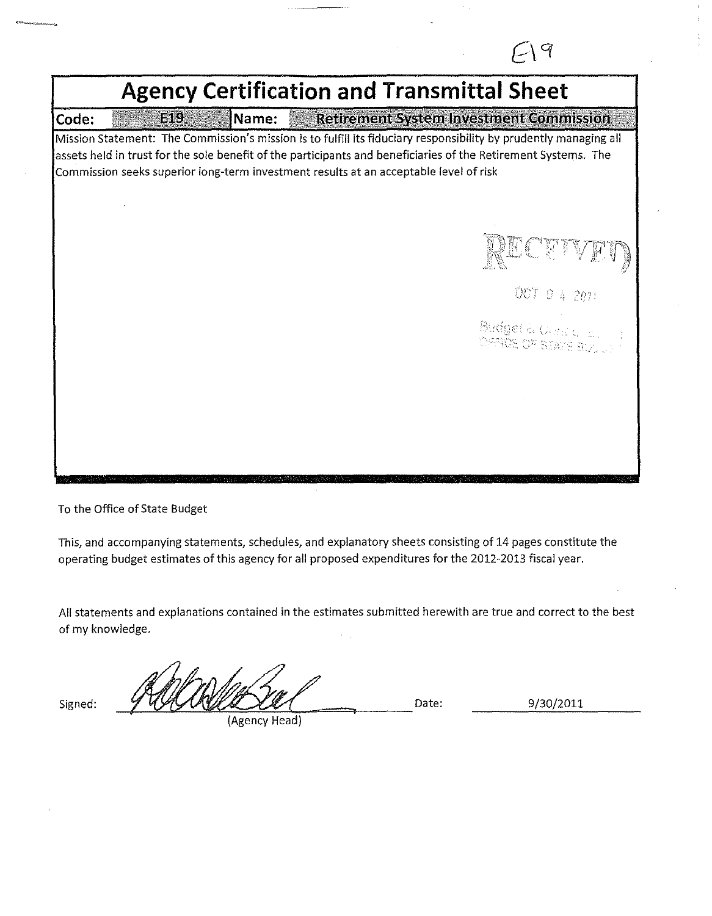E19

# Agency Certification and Transmittal Sheet

| Code: | E19 | Name: | Retirement System Investment Commission |
|---|---|---|---|

Mission Statement: The Commission's mission is to fulfill its fiduciary responsibility by prudently managing all assets held in trust for the sole benefit of the participants and beneficiaries of the Retirement Systems. The Commission seeks superior long-term investment results at an acceptable level of risk

RECEIVED

OCT 04 2011

Budget & Control Bd.
OFFICE OF STATE BUDGET

To the Office of State Budget

This, and accompanying statements, schedules, and explanatory sheets consisting of 14 pages constitute the operating budget estimates of this agency for all proposed expenditures for the 2012-2013 fiscal year.

All statements and explanations contained in the estimates submitted herewith are true and correct to the best of my knowledge.

Signed: _______________ (Agency Head) Date: 9/30/2011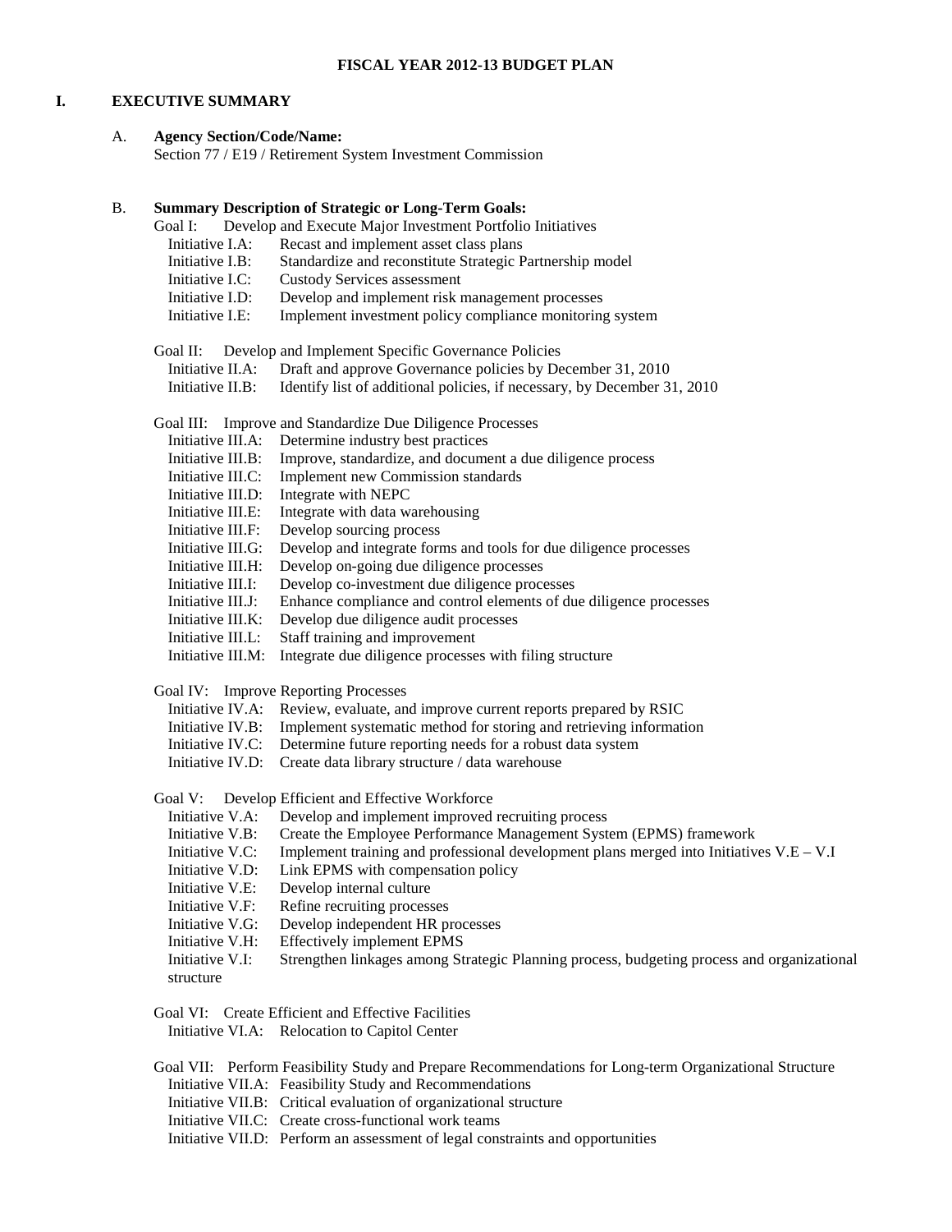**FISCAL YEAR 2012-13 BUDGET PLAN**

## I. EXECUTIVE SUMMARY

### A. Agency Section/Code/Name:

Section 77 / E19 / Retirement System Investment Commission

### B. Summary Description of Strategic or Long-Term Goals:

Goal I: Develop and Execute Major Investment Portfolio Initiatives

- Initiative I.A: Recast and implement asset class plans
- Initiative I.B: Standardize and reconstitute Strategic Partnership model
- Initiative I.C: Custody Services assessment
- Initiative I.D: Develop and implement risk management processes
- Initiative I.E: Implement investment policy compliance monitoring system

Goal II: Develop and Implement Specific Governance Policies

- Initiative II.A: Draft and approve Governance policies by December 31, 2010
- Initiative II.B: Identify list of additional policies, if necessary, by December 31, 2010

Goal III: Improve and Standardize Due Diligence Processes

- Initiative III.A: Determine industry best practices
- Initiative III.B: Improve, standardize, and document a due diligence process
- Initiative III.C: Implement new Commission standards
- Initiative III.D: Integrate with NEPC
- Initiative III.E: Integrate with data warehousing
- Initiative III.F: Develop sourcing process
- Initiative III.G: Develop and integrate forms and tools for due diligence processes
- Initiative III.H: Develop on-going due diligence processes
- Initiative III.I: Develop co-investment due diligence processes
- Initiative III.J: Enhance compliance and control elements of due diligence processes
- Initiative III.K: Develop due diligence audit processes
- Initiative III.L: Staff training and improvement
- Initiative III.M: Integrate due diligence processes with filing structure

Goal IV: Improve Reporting Processes

- Initiative IV.A: Review, evaluate, and improve current reports prepared by RSIC
- Initiative IV.B: Implement systematic method for storing and retrieving information
- Initiative IV.C: Determine future reporting needs for a robust data system
- Initiative IV.D: Create data library structure / data warehouse

Goal V: Develop Efficient and Effective Workforce

- Initiative V.A: Develop and implement improved recruiting process
- Initiative V.B: Create the Employee Performance Management System (EPMS) framework
- Initiative V.C: Implement training and professional development plans merged into Initiatives V.E – V.I
- Initiative V.D: Link EPMS with compensation policy
- Initiative V.E: Develop internal culture
- Initiative V.F: Refine recruiting processes
- Initiative V.G: Develop independent HR processes
- Initiative V.H: Effectively implement EPMS
- Initiative V.I: Strengthen linkages among Strategic Planning process, budgeting process and organizational structure

Goal VI: Create Efficient and Effective Facilities

- Initiative VI.A: Relocation to Capitol Center

Goal VII: Perform Feasibility Study and Prepare Recommendations for Long-term Organizational Structure

- Initiative VII.A: Feasibility Study and Recommendations
- Initiative VII.B: Critical evaluation of organizational structure
- Initiative VII.C: Create cross-functional work teams
- Initiative VII.D: Perform an assessment of legal constraints and opportunities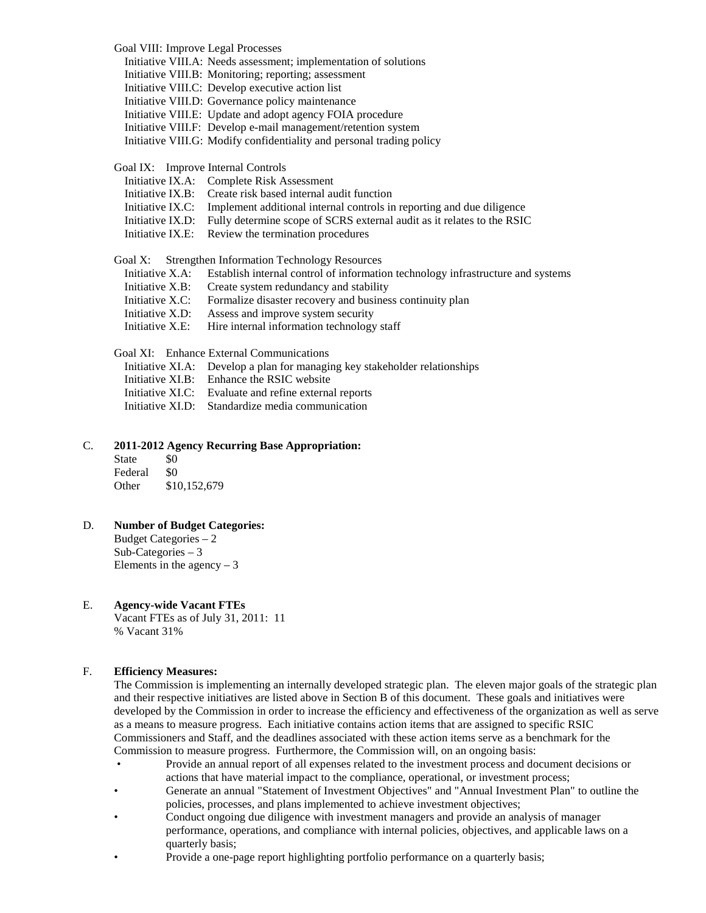Goal VIII: Improve Legal Processes

- Initiative VIII.A: Needs assessment; implementation of solutions
- Initiative VIII.B: Monitoring; reporting; assessment
- Initiative VIII.C: Develop executive action list
- Initiative VIII.D: Governance policy maintenance
- Initiative VIII.E: Update and adopt agency FOIA procedure
- Initiative VIII.F: Develop e-mail management/retention system
- Initiative VIII.G: Modify confidentiality and personal trading policy

Goal IX: Improve Internal Controls

- Initiative IX.A: Complete Risk Assessment
- Initiative IX.B: Create risk based internal audit function
- Initiative IX.C: Implement additional internal controls in reporting and due diligence
- Initiative IX.D: Fully determine scope of SCRS external audit as it relates to the RSIC
- Initiative IX.E: Review the termination procedures

Goal X: Strengthen Information Technology Resources

- Initiative X.A: Establish internal control of information technology infrastructure and systems
- Initiative X.B: Create system redundancy and stability
- Initiative X.C: Formalize disaster recovery and business continuity plan
- Initiative X.D: Assess and improve system security
- Initiative X.E: Hire internal information technology staff

Goal XI: Enhance External Communications

- Initiative XI.A: Develop a plan for managing key stakeholder relationships
- Initiative XI.B: Enhance the RSIC website
- Initiative XI.C: Evaluate and refine external reports
- Initiative XI.D: Standardize media communication

C. **2011-2012 Agency Recurring Base Appropriation:**

State $0
Federal $0
Other $10,152,679

D. **Number of Budget Categories:**

Budget Categories – 2
Sub-Categories – 3
Elements in the agency – 3

E. **Agency-wide Vacant FTEs**

Vacant FTEs as of July 31, 2011: 11
% Vacant 31%

F. **Efficiency Measures:**

The Commission is implementing an internally developed strategic plan. The eleven major goals of the strategic plan and their respective initiatives are listed above in Section B of this document. These goals and initiatives were developed by the Commission in order to increase the efficiency and effectiveness of the organization as well as serve as a means to measure progress. Each initiative contains action items that are assigned to specific RSIC Commissioners and Staff, and the deadlines associated with these action items serve as a benchmark for the Commission to measure progress. Furthermore, the Commission will, on an ongoing basis:

- Provide an annual report of all expenses related to the investment process and document decisions or actions that have material impact to the compliance, operational, or investment process;
- Generate an annual "Statement of Investment Objectives" and "Annual Investment Plan" to outline the policies, processes, and plans implemented to achieve investment objectives;
- Conduct ongoing due diligence with investment managers and provide an analysis of manager performance, operations, and compliance with internal policies, objectives, and applicable laws on a quarterly basis;
- Provide a one-page report highlighting portfolio performance on a quarterly basis;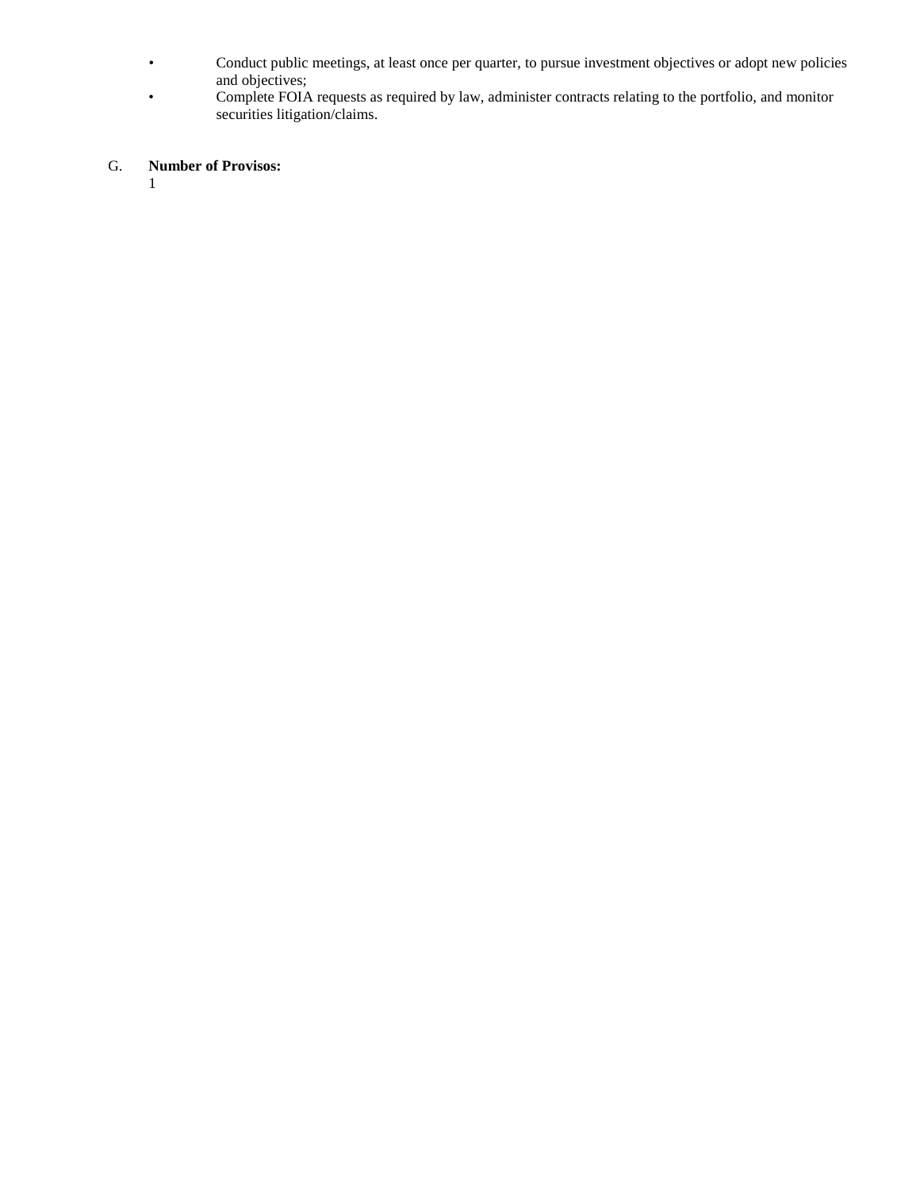- Conduct public meetings, at least once per quarter, to pursue investment objectives or adopt new policies and objectives;
- Complete FOIA requests as required by law, administer contracts relating to the portfolio, and monitor securities litigation/claims.

G. **Number of Provisos:**

1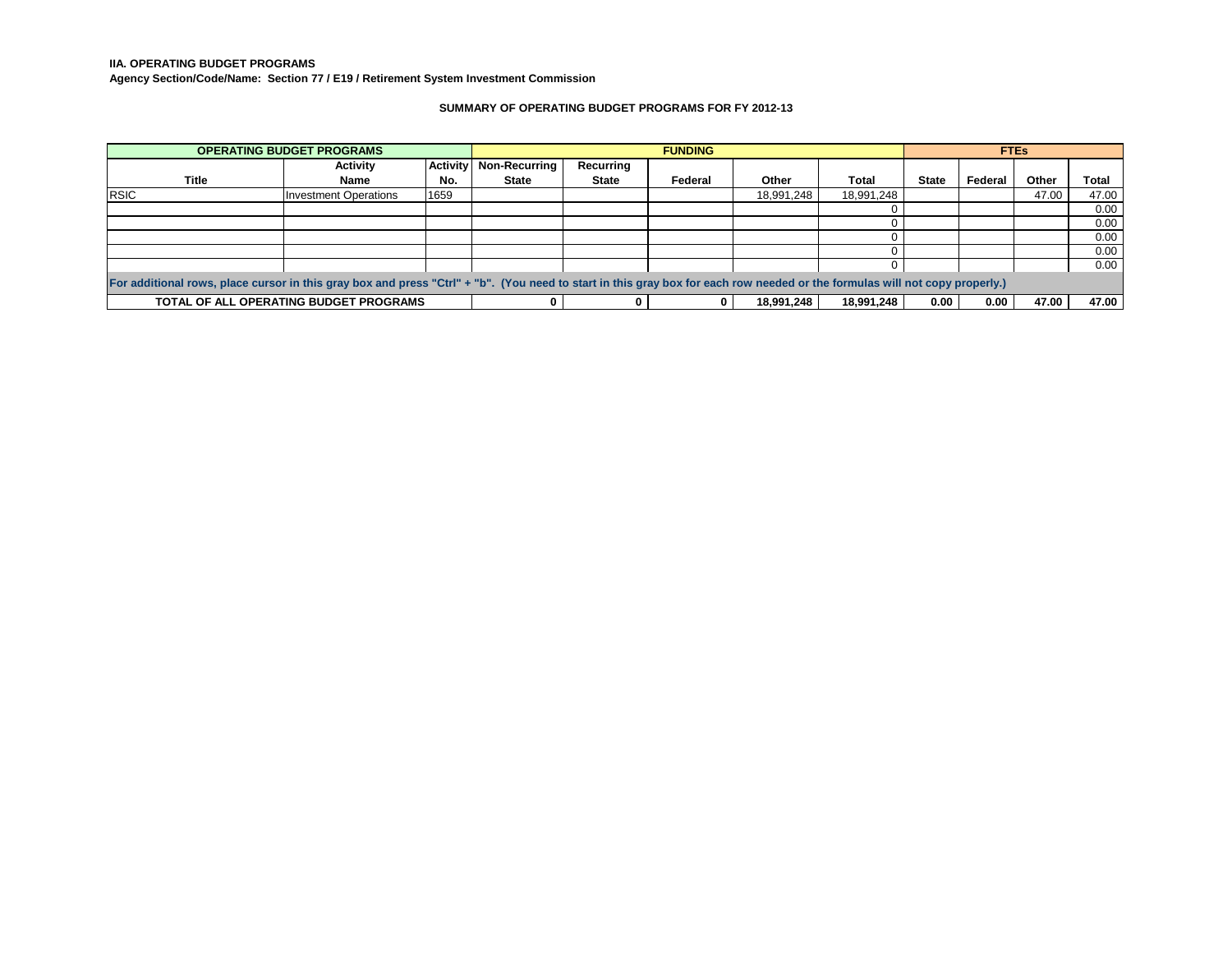**IIA. OPERATING BUDGET PROGRAMS**

**Agency Section/Code/Name: Section 77 / E19 / Retirement System Investment Commission**

**SUMMARY OF OPERATING BUDGET PROGRAMS FOR FY 2012-13**

| OPERATING BUDGET PROGRAMS | | | FUNDING | | | | | FTEs | | | |
|---|---|---|---|---|---|---|---|---|---|---|---|
| Title | Activity Name | Activity No. | Non-Recurring State | Recurring State | Federal | Other | Total | State | Federal | Other | Total |
| RSIC | Investment Operations | 1659 | | | | 18,991,248 | 18,991,248 | | | 47.00 | 47.00 |
| | | | | | | | 0 | | | | 0.00 |
| | | | | | | | 0 | | | | 0.00 |
| | | | | | | | 0 | | | | 0.00 |
| | | | | | | | 0 | | | | 0.00 |
| | | | | | | | 0 | | | | 0.00 |
| For additional rows, place cursor in this gray box and press "Ctrl" + "b". (You need to start in this gray box for each row needed or the formulas will not copy properly.) | | | | | | | | | | | |
| **TOTAL OF ALL OPERATING BUDGET PROGRAMS** | | | **0** | **0** | **0** | **18,991,248** | **18,991,248** | **0.00** | **0.00** | **47.00** | **47.00** |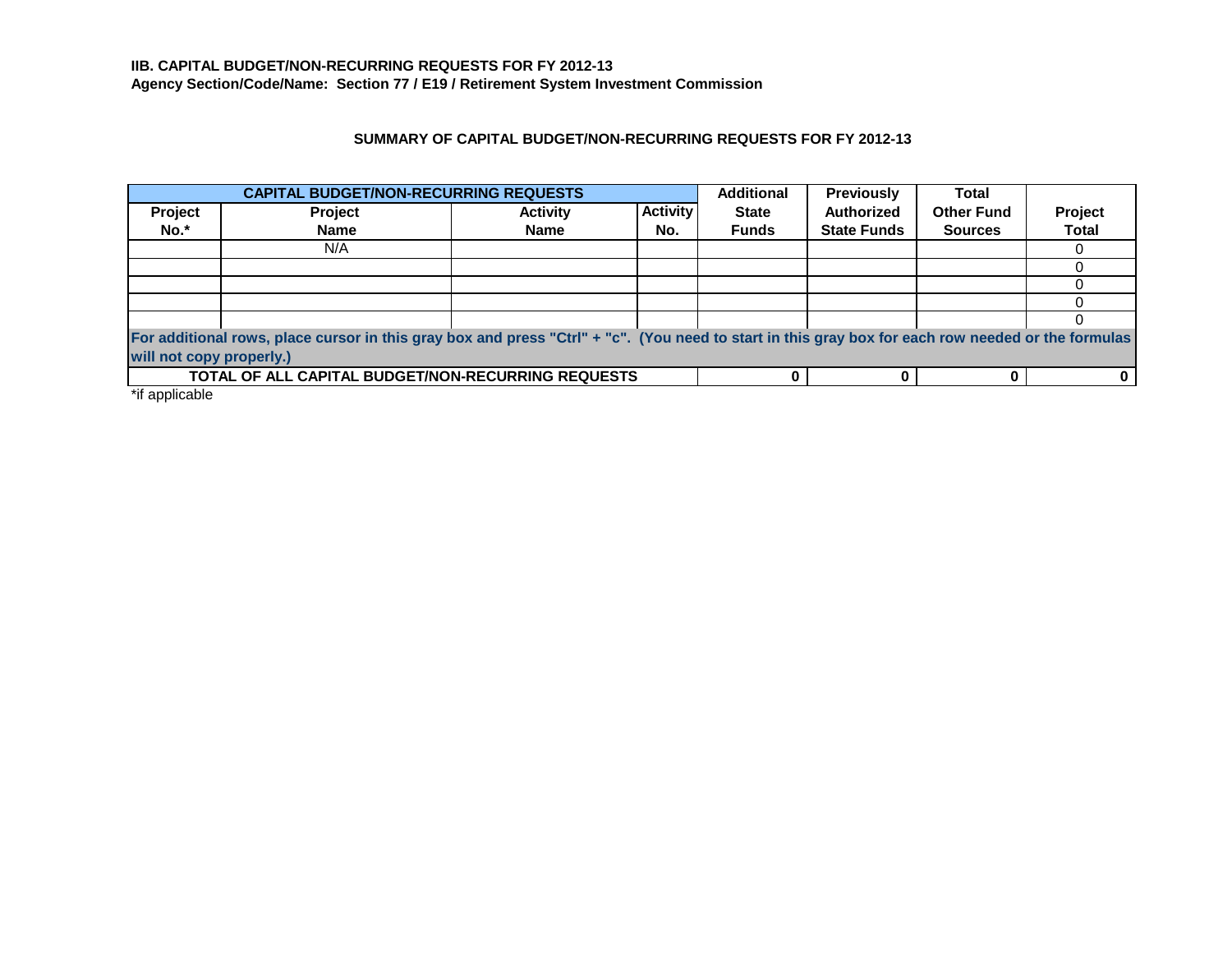**IIB. CAPITAL BUDGET/NON-RECURRING REQUESTS FOR FY 2012-13**
**Agency Section/Code/Name: Section 77 / E19 / Retirement System Investment Commission**

**SUMMARY OF CAPITAL BUDGET/NON-RECURRING REQUESTS FOR FY 2012-13**

| CAPITAL BUDGET/NON-RECURRING REQUESTS | | | | Additional | Previously | Total | |
|---|---|---|---|---|---|---|---|
| Project No.* | Project Name | Activity Name | Activity No. | State Funds | Authorized State Funds | Other Fund Sources | Project Total |
| | N/A | | | | | | 0 |
| | | | | | | | 0 |
| | | | | | | | 0 |
| | | | | | | | 0 |
| | | | | | | | 0 |
| For additional rows, place cursor in this gray box and press "Ctrl" + "c". (You need to start in this gray box for each row needed or the formulas will not copy properly.) | | | | | | | |
| TOTAL OF ALL CAPITAL BUDGET/NON-RECURRING REQUESTS | | | | 0 | 0 | 0 | 0 |

*if applicable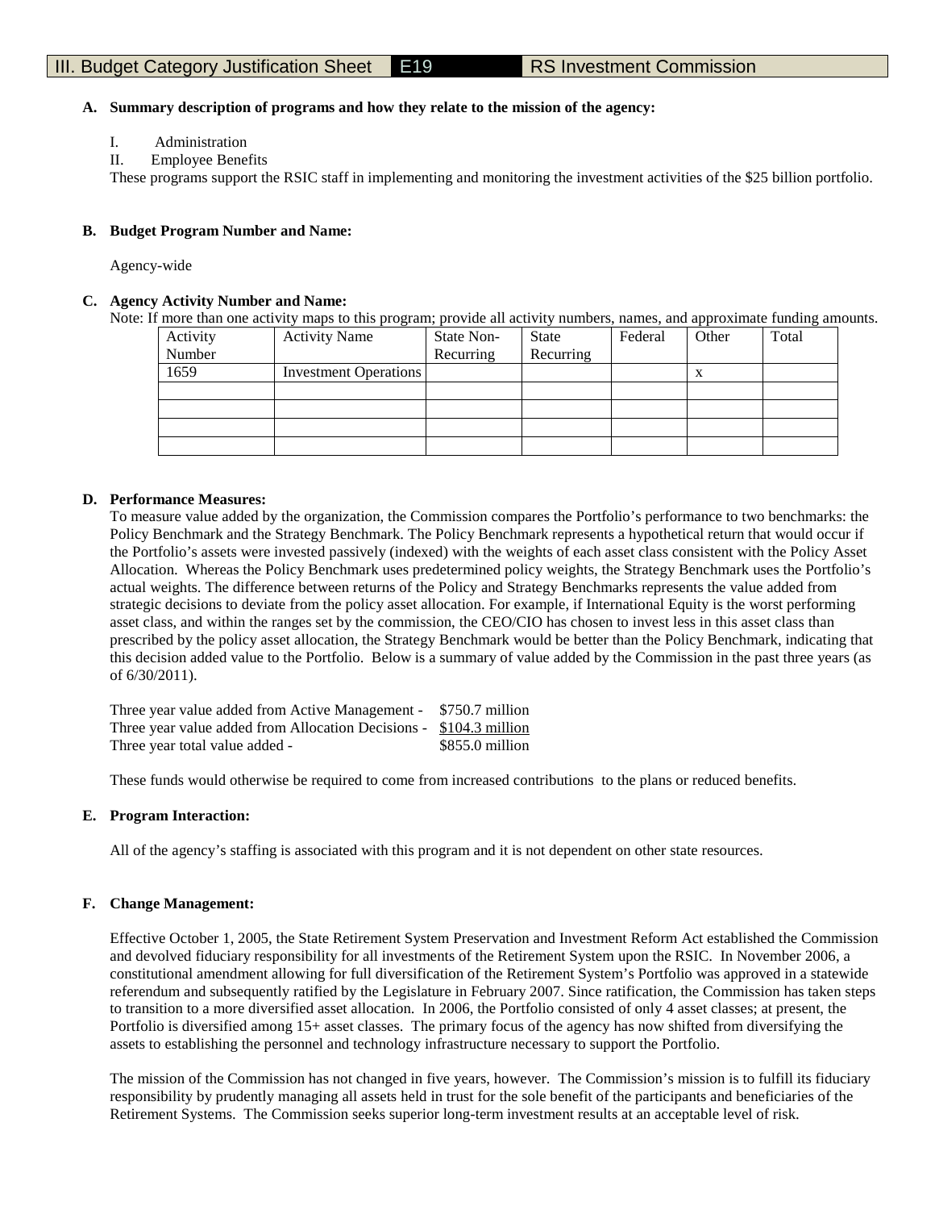III. Budget Category Justification Sheet | E19 | RS Investment Commission

**A. Summary description of programs and how they relate to the mission of the agency:**

I. Administration
II. Employee Benefits

These programs support the RSIC staff in implementing and monitoring the investment activities of the $25 billion portfolio.

**B. Budget Program Number and Name:**

Agency-wide

**C. Agency Activity Number and Name:**

Note: If more than one activity maps to this program; provide all activity numbers, names, and approximate funding amounts.

| Activity Number | Activity Name | State Non-Recurring | State Recurring | Federal | Other | Total |
|---|---|---|---|---|---|---|
| 1659 | Investment Operations | | | | x | |
| | | | | | | |
| | | | | | | |
| | | | | | | |
| | | | | | | |

**D. Performance Measures:**

To measure value added by the organization, the Commission compares the Portfolio's performance to two benchmarks: the Policy Benchmark and the Strategy Benchmark. The Policy Benchmark represents a hypothetical return that would occur if the Portfolio's assets were invested passively (indexed) with the weights of each asset class consistent with the Policy Asset Allocation. Whereas the Policy Benchmark uses predetermined policy weights, the Strategy Benchmark uses the Portfolio's actual weights. The difference between returns of the Policy and Strategy Benchmarks represents the value added from strategic decisions to deviate from the policy asset allocation. For example, if International Equity is the worst performing asset class, and within the ranges set by the commission, the CEO/CIO has chosen to invest less in this asset class than prescribed by the policy asset allocation, the Strategy Benchmark would be better than the Policy Benchmark, indicating that this decision added value to the Portfolio. Below is a summary of value added by the Commission in the past three years (as of 6/30/2011).

| | |
|---|---|
| Three year value added from Active Management - | $750.7 million |
| Three year value added from Allocation Decisions - | $104.3 million |
| Three year total value added - | $855.0 million |

These funds would otherwise be required to come from increased contributions to the plans or reduced benefits.

**E. Program Interaction:**

All of the agency's staffing is associated with this program and it is not dependent on other state resources.

**F. Change Management:**

Effective October 1, 2005, the State Retirement System Preservation and Investment Reform Act established the Commission and devolved fiduciary responsibility for all investments of the Retirement System upon the RSIC. In November 2006, a constitutional amendment allowing for full diversification of the Retirement System's Portfolio was approved in a statewide referendum and subsequently ratified by the Legislature in February 2007. Since ratification, the Commission has taken steps to transition to a more diversified asset allocation. In 2006, the Portfolio consisted of only 4 asset classes; at present, the Portfolio is diversified among 15+ asset classes. The primary focus of the agency has now shifted from diversifying the assets to establishing the personnel and technology infrastructure necessary to support the Portfolio.

The mission of the Commission has not changed in five years, however. The Commission's mission is to fulfill its fiduciary responsibility by prudently managing all assets held in trust for the sole benefit of the participants and beneficiaries of the Retirement Systems. The Commission seeks superior long-term investment results at an acceptable level of risk.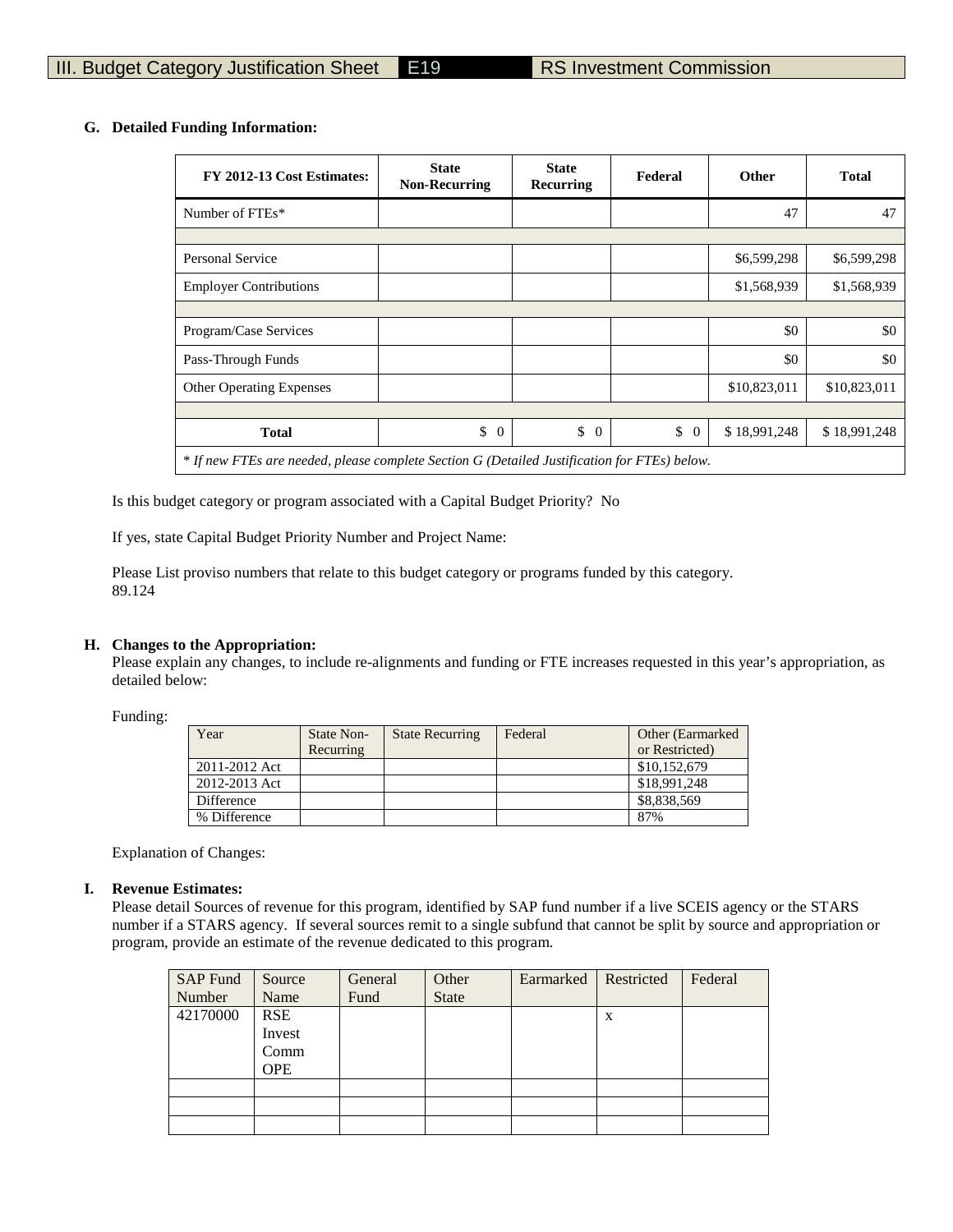III. Budget Category Justification Sheet E19 RS Investment Commission

**G. Detailed Funding Information:**

| FY 2012-13 Cost Estimates: | State Non-Recurring | State Recurring | Federal | Other | Total |
|---|---|---|---|---|---|
| Number of FTEs* | | | | 47 | 47 |
| | | | | | |
| Personal Service | | | | $6,599,298 | $6,599,298 |
| Employer Contributions | | | | $1,568,939 | $1,568,939 |
| | | | | | |
| Program/Case Services | | | | $0 | $0 |
| Pass-Through Funds | | | | $0 | $0 |
| Other Operating Expenses | | | | $10,823,011 | $10,823,011 |
| | | | | | |
| **Total** | $ 0 | $ 0 | $ 0 | $ 18,991,248 | $ 18,991,248 |

*\* If new FTEs are needed, please complete Section G (Detailed Justification for FTEs) below.*

Is this budget category or program associated with a Capital Budget Priority? No

If yes, state Capital Budget Priority Number and Project Name:

Please List proviso numbers that relate to this budget category or programs funded by this category.
89.124

**H. Changes to the Appropriation:**
Please explain any changes, to include re-alignments and funding or FTE increases requested in this year's appropriation, as detailed below:

Funding:

| Year | State Non-Recurring | State Recurring | Federal | Other (Earmarked or Restricted) |
|---|---|---|---|---|
| 2011-2012 Act | | | | $10,152,679 |
| 2012-2013 Act | | | | $18,991,248 |
| Difference | | | | $8,838,569 |
| % Difference | | | | 87% |

Explanation of Changes:

**I. Revenue Estimates:**
Please detail Sources of revenue for this program, identified by SAP fund number if a live SCEIS agency or the STARS number if a STARS agency. If several sources remit to a single subfund that cannot be split by source and appropriation or program, provide an estimate of the revenue dedicated to this program.

| SAP Fund Number | Source Name | General Fund | Other State | Earmarked | Restricted | Federal |
|---|---|---|---|---|---|---|
| 42170000 | RSE Invest Comm OPE | | | | x | |
| | | | | | | |
| | | | | | | |
| | | | | | | |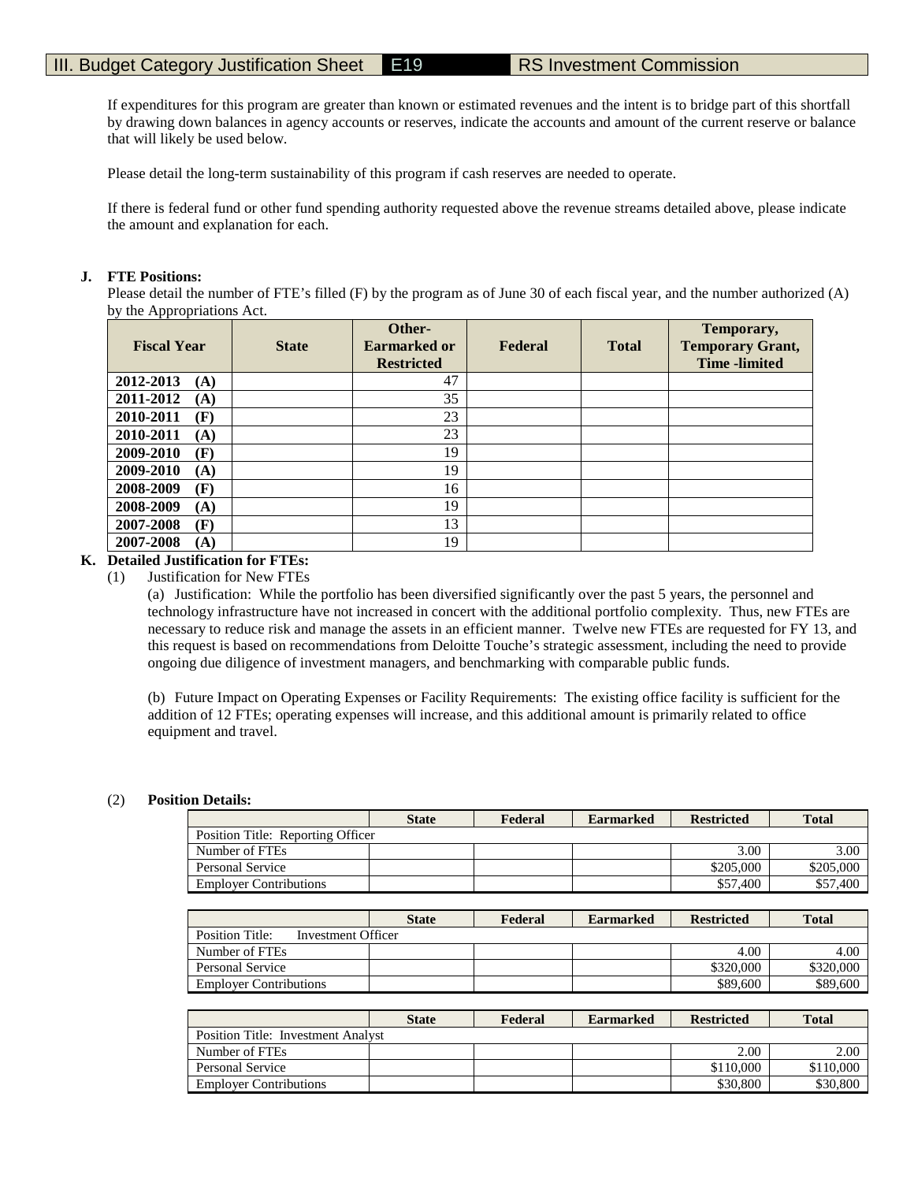If expenditures for this program are greater than known or estimated revenues and the intent is to bridge part of this shortfall by drawing down balances in agency accounts or reserves, indicate the accounts and amount of the current reserve or balance that will likely be used below.

Please detail the long-term sustainability of this program if cash reserves are needed to operate.

If there is federal fund or other fund spending authority requested above the revenue streams detailed above, please indicate the amount and explanation for each.

**J. FTE Positions:**

Please detail the number of FTE's filled (F) by the program as of June 30 of each fiscal year, and the number authorized (A) by the Appropriations Act.

| Fiscal Year | State | Other-Earmarked or Restricted | Federal | Total | Temporary, Temporary Grant, Time -limited |
|---|---|---|---|---|---|
| 2012-2013 (A) | | 47 | | | |
| 2011-2012 (A) | | 35 | | | |
| 2010-2011 (F) | | 23 | | | |
| 2010-2011 (A) | | 23 | | | |
| 2009-2010 (F) | | 19 | | | |
| 2009-2010 (A) | | 19 | | | |
| 2008-2009 (F) | | 16 | | | |
| 2008-2009 (A) | | 19 | | | |
| 2007-2008 (F) | | 13 | | | |
| 2007-2008 (A) | | 19 | | | |

**K. Detailed Justification for FTEs:**

(1) Justification for New FTEs

(a) Justification: While the portfolio has been diversified significantly over the past 5 years, the personnel and technology infrastructure have not increased in concert with the additional portfolio complexity. Thus, new FTEs are necessary to reduce risk and manage the assets in an efficient manner. Twelve new FTEs are requested for FY 13, and this request is based on recommendations from Deloitte Touche's strategic assessment, including the need to provide ongoing due diligence of investment managers, and benchmarking with comparable public funds.

(b) Future Impact on Operating Expenses or Facility Requirements: The existing office facility is sufficient for the addition of 12 FTEs; operating expenses will increase, and this additional amount is primarily related to office equipment and travel.

(2) **Position Details:**

| | State | Federal | Earmarked | Restricted | Total |
|---|---|---|---|---|---|
| Position Title: Reporting Officer | | | | | |
| Number of FTEs | | | | 3.00 | 3.00 |
| Personal Service | | | | $205,000 | $205,000 |
| Employer Contributions | | | | $57,400 | $57,400 |

| | State | Federal | Earmarked | Restricted | Total |
|---|---|---|---|---|---|
| Position Title: Investment Officer | | | | | |
| Number of FTEs | | | | 4.00 | 4.00 |
| Personal Service | | | | $320,000 | $320,000 |
| Employer Contributions | | | | $89,600 | $89,600 |

| | State | Federal | Earmarked | Restricted | Total |
|---|---|---|---|---|---|
| Position Title: Investment Analyst | | | | | |
| Number of FTEs | | | | 2.00 | 2.00 |
| Personal Service | | | | $110,000 | $110,000 |
| Employer Contributions | | | | $30,800 | $30,800 |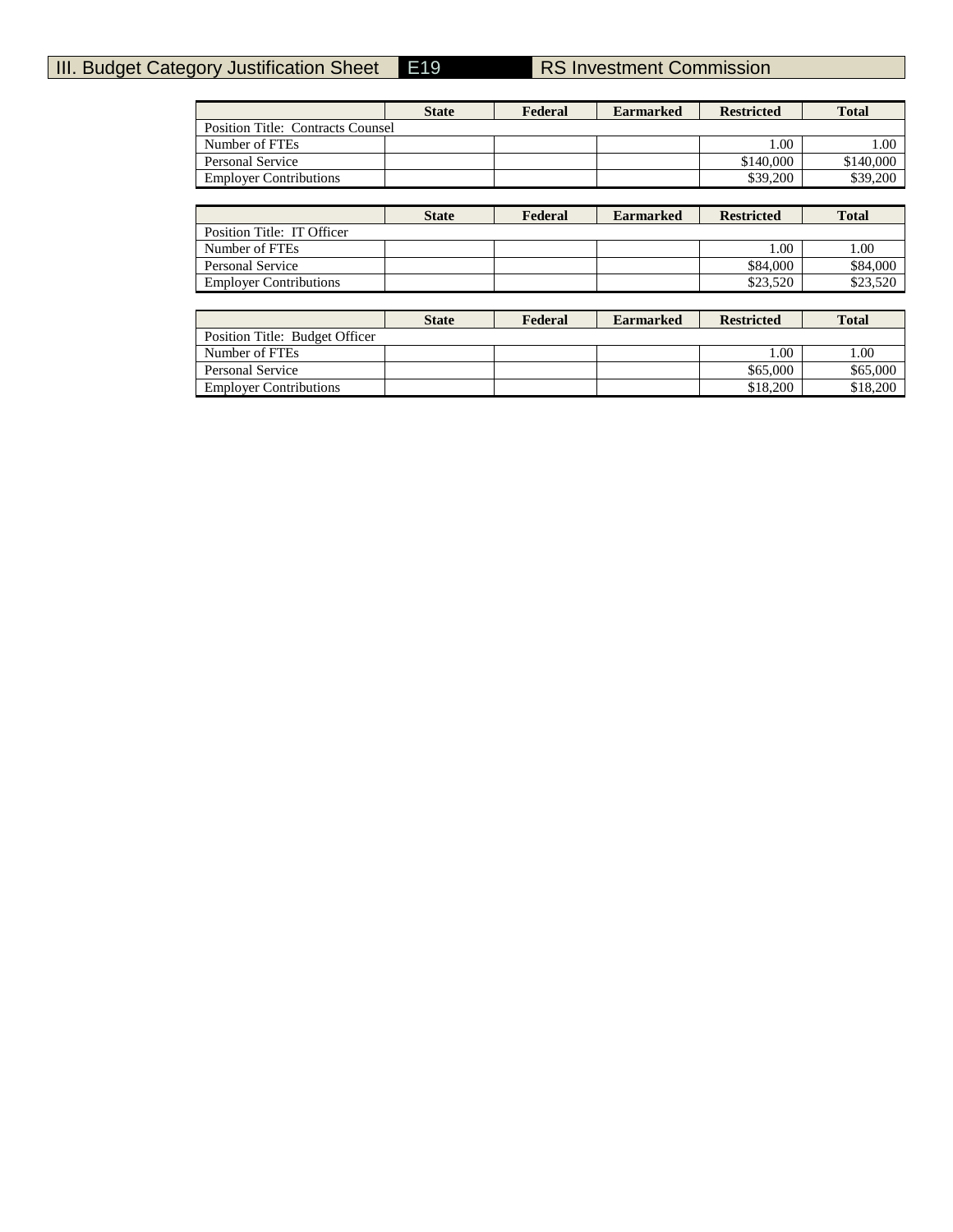## III. Budget Category Justification Sheet E19 RS Investment Commission

| | State | Federal | Earmarked | Restricted | Total |
|---|---|---|---|---|---|
| Position Title: Contracts Counsel | | | | | |
| Number of FTEs | | | | 1.00 | 1.00 |
| Personal Service | | | | $140,000 | $140,000 |
| Employer Contributions | | | | $39,200 | $39,200 |

| | State | Federal | Earmarked | Restricted | Total |
|---|---|---|---|---|---|
| Position Title: IT Officer | | | | | |
| Number of FTEs | | | | 1.00 | 1.00 |
| Personal Service | | | | $84,000 | $84,000 |
| Employer Contributions | | | | $23,520 | $23,520 |

| | State | Federal | Earmarked | Restricted | Total |
|---|---|---|---|---|---|
| Position Title: Budget Officer | | | | | |
| Number of FTEs | | | | 1.00 | 1.00 |
| Personal Service | | | | $65,000 | $65,000 |
| Employer Contributions | | | | $18,200 | $18,200 |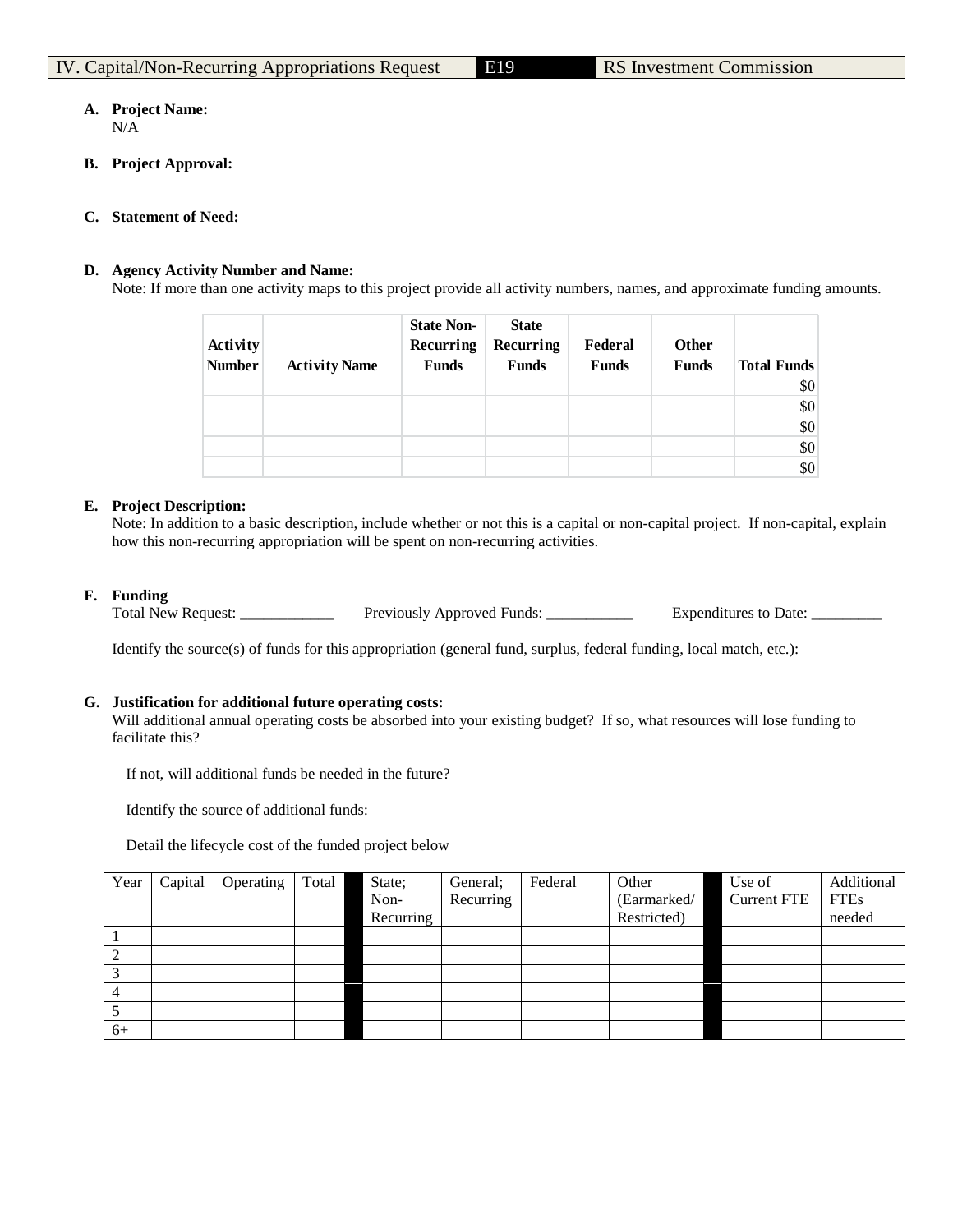IV. Capital/Non-Recurring Appropriations Request | E19 | RS Investment Commission

**A. Project Name:**
N/A

**B. Project Approval:**

**C. Statement of Need:**

**D. Agency Activity Number and Name:**
Note: If more than one activity maps to this project provide all activity numbers, names, and approximate funding amounts.

| Activity Number | Activity Name | State Non-Recurring Funds | State Recurring Funds | Federal Funds | Other Funds | Total Funds |
|---|---|---|---|---|---|---|
| | | | | | | $0 |
| | | | | | | $0 |
| | | | | | | $0 |
| | | | | | | $0 |
| | | | | | | $0 |

**E. Project Description:**
Note: In addition to a basic description, include whether or not this is a capital or non-capital project. If non-capital, explain how this non-recurring appropriation will be spent on non-recurring activities.

**F. Funding**
Total New Request: ____________ Previously Approved Funds: ___________ Expenditures to Date: _________

Identify the source(s) of funds for this appropriation (general fund, surplus, federal funding, local match, etc.):

**G. Justification for additional future operating costs:**
Will additional annual operating costs be absorbed into your existing budget? If so, what resources will lose funding to facilitate this?

If not, will additional funds be needed in the future?

Identify the source of additional funds:

Detail the lifecycle cost of the funded project below

| Year | Capital | Operating | Total | | State; Non-Recurring | General; Recurring | Federal | Other (Earmarked/ Restricted) | | Use of Current FTE | Additional FTEs needed |
|---|---|---|---|---|---|---|---|---|---|---|---|
| 1 | | | | | | | | | | | |
| 2 | | | | | | | | | | | |
| 3 | | | | | | | | | | | |
| 4 | | | | | | | | | | | |
| 5 | | | | | | | | | | | |
| 6+ | | | | | | | | | | | |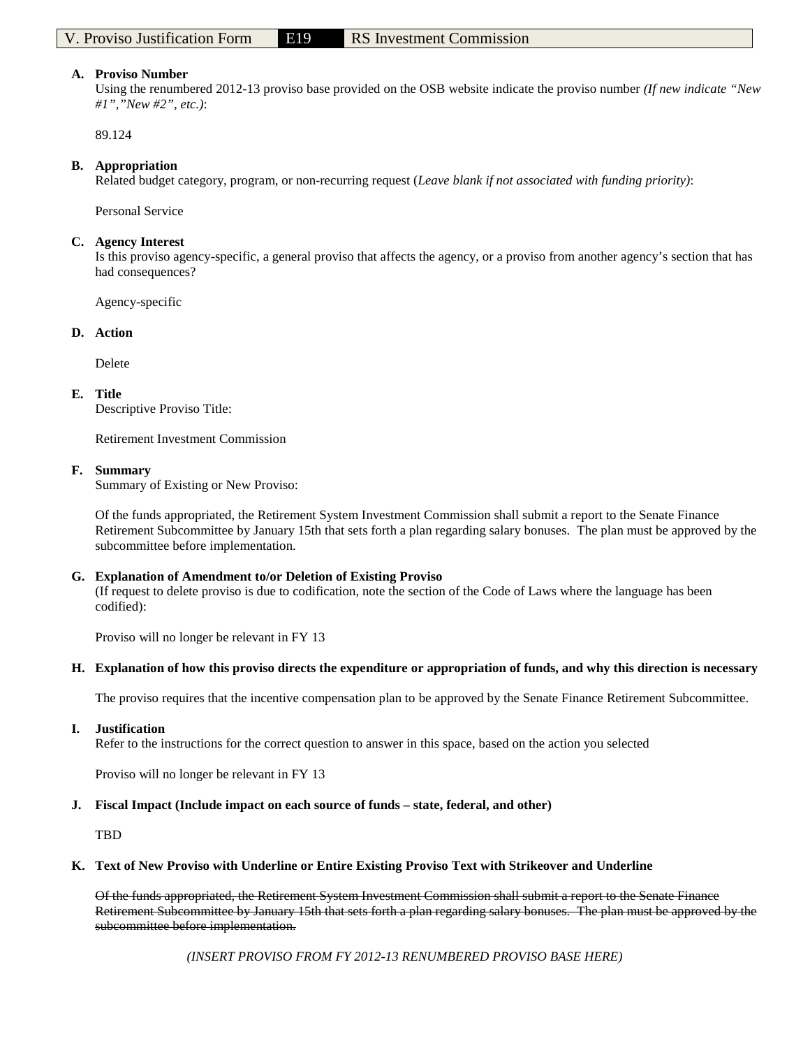V. Proviso Justification Form | E19 | RS Investment Commission

**A. Proviso Number**
Using the renumbered 2012-13 proviso base provided on the OSB website indicate the proviso number *(If new indicate "New #1","New #2", etc.)*:

89.124

**B. Appropriation**
Related budget category, program, or non-recurring request (*Leave blank if not associated with funding priority)*:

Personal Service

**C. Agency Interest**
Is this proviso agency-specific, a general proviso that affects the agency, or a proviso from another agency's section that has had consequences?

Agency-specific

**D. Action**

Delete

**E. Title**
Descriptive Proviso Title:

Retirement Investment Commission

**F. Summary**
Summary of Existing or New Proviso:

Of the funds appropriated, the Retirement System Investment Commission shall submit a report to the Senate Finance Retirement Subcommittee by January 15th that sets forth a plan regarding salary bonuses. The plan must be approved by the subcommittee before implementation.

**G. Explanation of Amendment to/or Deletion of Existing Proviso**
(If request to delete proviso is due to codification, note the section of the Code of Laws where the language has been codified):

Proviso will no longer be relevant in FY 13

**H. Explanation of how this proviso directs the expenditure or appropriation of funds, and why this direction is necessary**

The proviso requires that the incentive compensation plan to be approved by the Senate Finance Retirement Subcommittee.

**I. Justification**
Refer to the instructions for the correct question to answer in this space, based on the action you selected

Proviso will no longer be relevant in FY 13

**J. Fiscal Impact (Include impact on each source of funds – state, federal, and other)**

TBD

**K. Text of New Proviso with Underline or Entire Existing Proviso Text with Strikeover and Underline**

~~Of the funds appropriated, the Retirement System Investment Commission shall submit a report to the Senate Finance Retirement Subcommittee by January 15th that sets forth a plan regarding salary bonuses. The plan must be approved by the subcommittee before implementation.~~

*(INSERT PROVISO FROM FY 2012-13 RENUMBERED PROVISO BASE HERE)*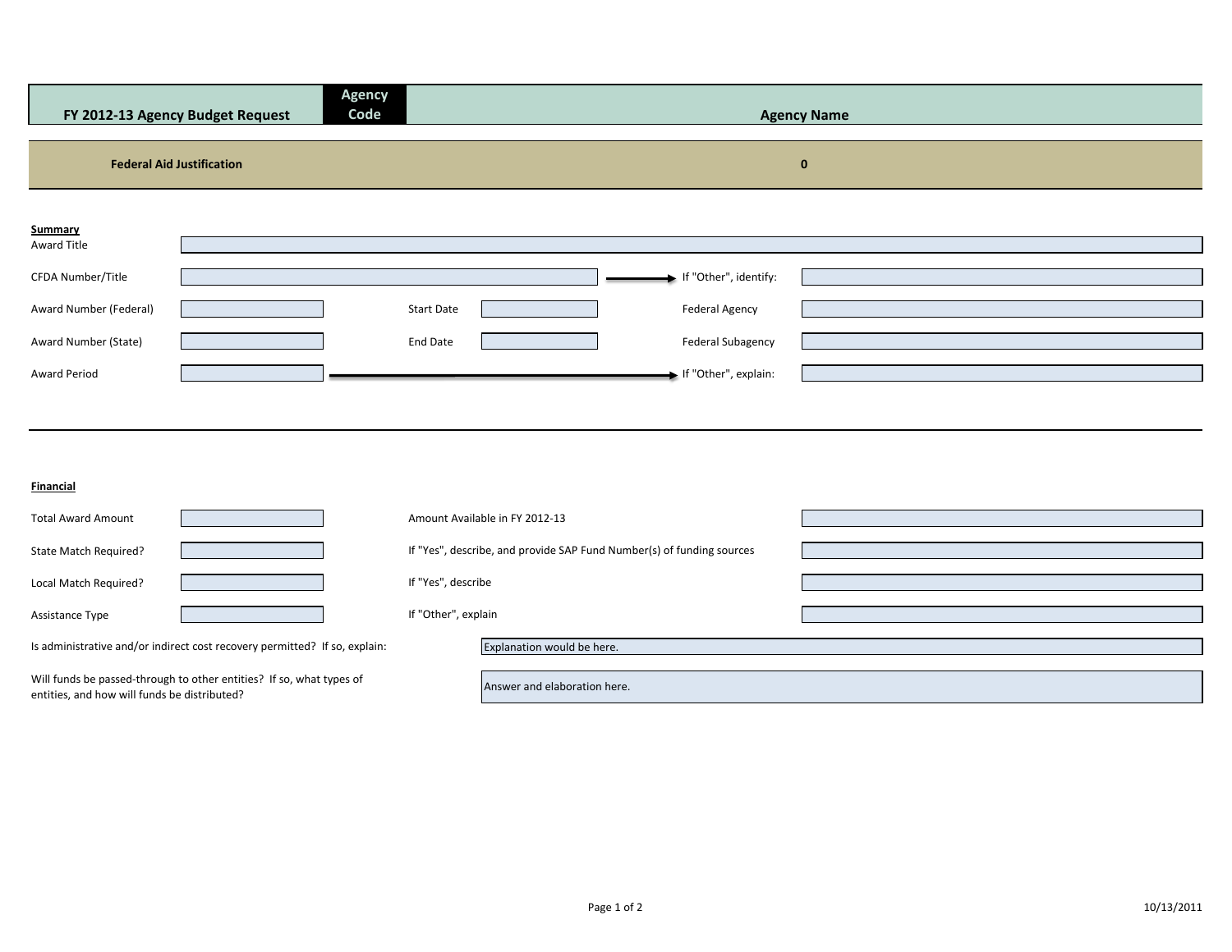| FY 2012-13 Agency Budget Request | Agency Code | Agency Name |
|---|---|---|

**Federal Aid Justification** 0

**Summary**

| | | | | | |
|---|---|---|---|---|---|
| Award Title | | | | | |
| CFDA Number/Title | | | | If "Other", identify: | |
| Award Number (Federal) | | Start Date | | Federal Agency | |
| Award Number (State) | | End Date | | Federal Subagency | |
| Award Period | | | | If "Other", explain: | |

**Financial**

| | | | |
|---|---|---|---|
| Total Award Amount | | Amount Available in FY 2012-13 | |
| State Match Required? | | If "Yes", describe, and provide SAP Fund Number(s) of funding sources | |
| Local Match Required? | | If "Yes", describe | |
| Assistance Type | | If "Other", explain | |

Is administrative and/or indirect cost recovery permitted? If so, explain: Explanation would be here.

Will funds be passed-through to other entities? If so, what types of entities, and how will funds be distributed? Answer and elaboration here.

10/13/2011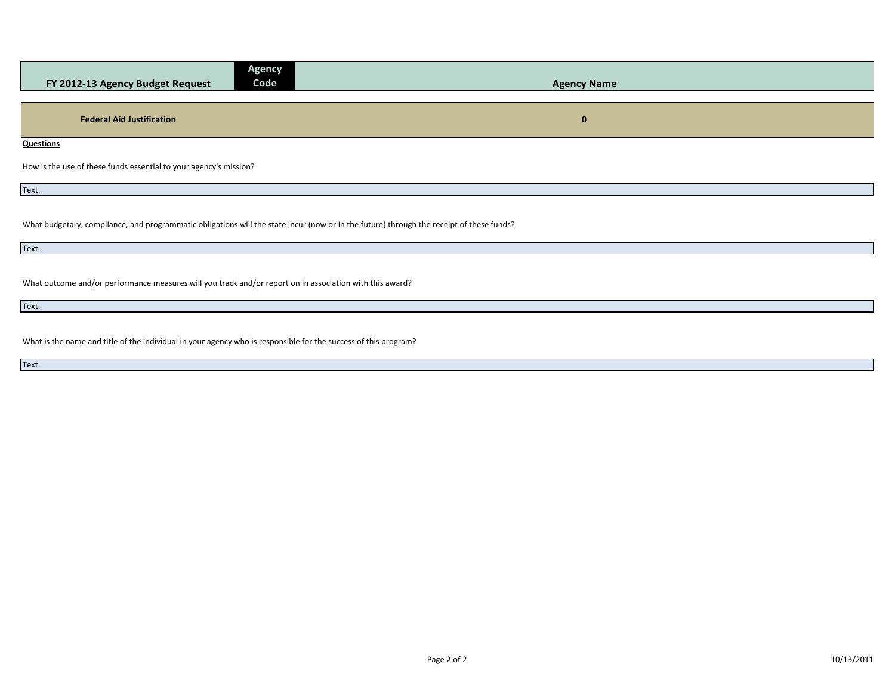| FY 2012-13 Agency Budget Request | Agency Code | Agency Name |
| --- | --- | --- |

| Federal Aid Justification | 0 |
| --- | --- |

**Questions**

How is the use of these funds essential to your agency's mission?

Text.

What budgetary, compliance, and programmatic obligations will the state incur (now or in the future) through the receipt of these funds?

Text.

What outcome and/or performance measures will you track and/or report on in association with this award?

Text.

What is the name and title of the individual in your agency who is responsible for the success of this program?

Text.

10/13/2011